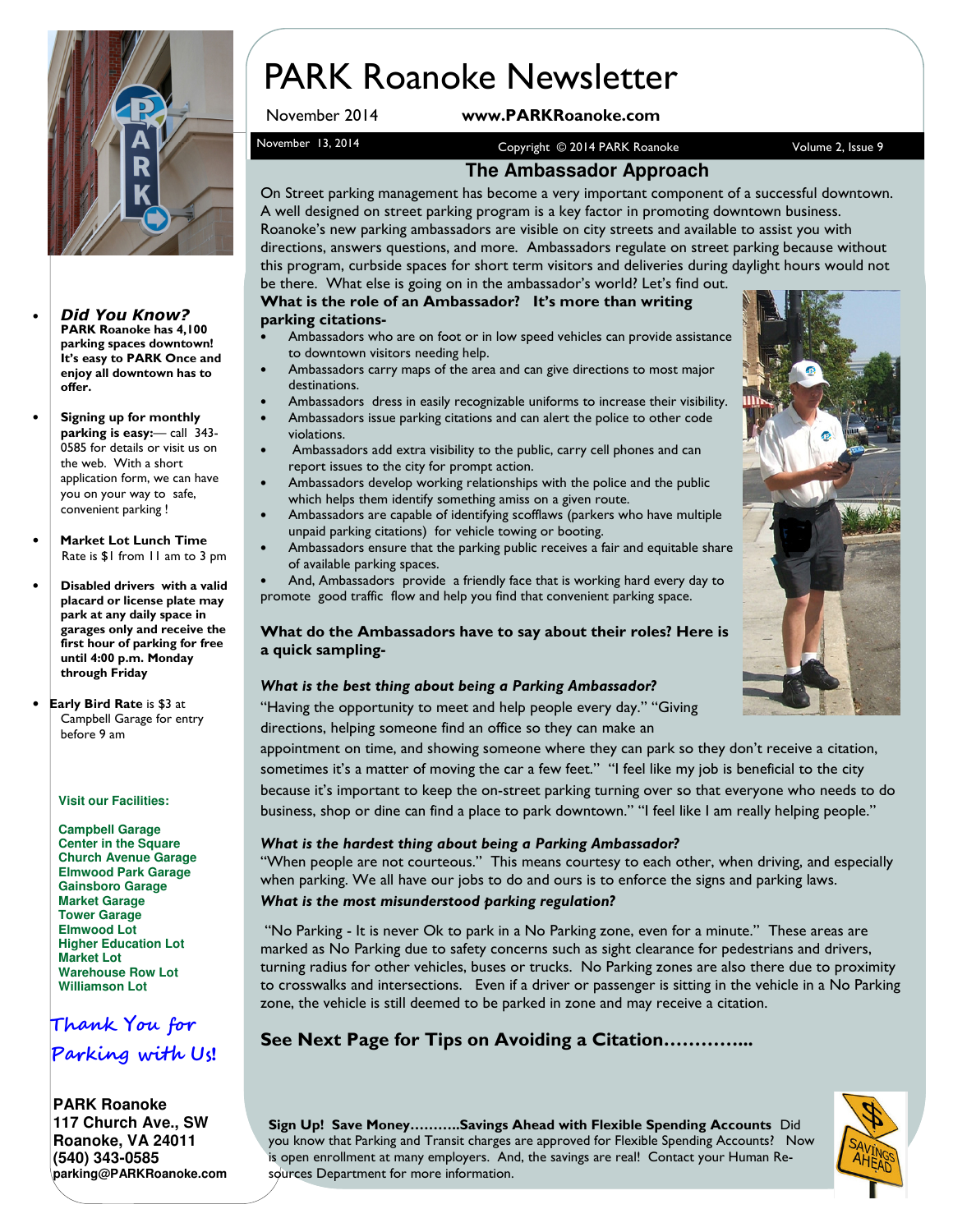# PARK Roanoke Newsletter

November 2014 **www.PARKRoanoke.com**

November 13, 2014 Copyright © 2014 PARK Roanoke Volume 2, Issue 9

## The Ambassador Approach

On Street parking management has become a very important component of a successful downtown. A well designed on street parking program is a key factor in promoting downtown business. Roanoke's new parking ambassadors are visible on city streets and available to assist you with directions, answers questions, and more. Ambassadors regulate on street parking because without this program, curbside spaces for short term visitors and deliveries during daylight hours would not be there. What else is going on in the ambassador's world? Let's find out.

**What is the role of an Ambassador? It's more than writing parking citations-**

- Ambassadors who are on foot or in low speed vehicles can provide assistance to downtown visitors needing help.
- Ambassadors carry maps of the area and can give directions to most major destinations.
- Ambassadors dress in easily recognizable uniforms to increase their visibility.
- Ambassadors issue parking citations and can alert the police to other code violations.
- Ambassadors add extra visibility to the public, carry cell phones and can report issues to the city for prompt action.
- Ambassadors develop working relationships with the police and the public which helps them identify something amiss on a given route.
- Ambassadors are capable of identifying scofflaws (parkers who have multiple unpaid parking citations) for vehicle towing or booting.
- Ambassadors ensure that the parking public receives a fair and equitable share of available parking spaces.
- And, Ambassadors provide a friendly face that is working hard every day to promote good traffic flow and help you find that convenient parking space.

**What do the Ambassadors have to say about their roles? Here is a quick sampling-**

***What is the best thing about being a Parking Ambassador?***

"Having the opportunity to meet and help people every day." "Giving directions, helping someone find an office so they can make an appointment on time, and showing someone where they can park so they don't receive a citation, sometimes it's a matter of moving the car a few feet." "I feel like my job is beneficial to the city because it's important to keep the on-street parking turning over so that everyone who needs to do business, shop or dine can find a place to park downtown." "I feel like I am really helping people."

***What is the hardest thing about being a Parking Ambassador?***

"When people are not courteous." This means courtesy to each other, when driving, and especially when parking. We all have our jobs to do and ours is to enforce the signs and parking laws.

***What is the most misunderstood parking regulation?***

"No Parking - It is never Ok to park in a No Parking zone, even for a minute." These areas are marked as No Parking due to safety concerns such as sight clearance for pedestrians and drivers, turning radius for other vehicles, buses or trucks. No Parking zones are also there due to proximity to crosswalks and intersections. Even if a driver or passenger is sitting in the vehicle in a No Parking zone, the vehicle is still deemed to be parked in zone and may receive a citation.

### See Next Page for Tips on Avoiding a Citation…………...

**Sign Up! Save Money……….Savings Ahead with Flexible Spending Accounts** Did you know that Parking and Transit charges are approved for Flexible Spending Accounts? Now is open enrollment at many employers. And, the savings are real! Contact your Human Resources Department for more information.

---

- ***Did You Know?*** **PARK Roanoke has 4,100 parking spaces downtown! It's easy to PARK Once and enjoy all downtown has to offer.**
- **Signing up for monthly parking is easy:**— call 343-0585 for details or visit us on the web. With a short application form, we can have you on your way to safe, convenient parking !
- **Market Lot Lunch Time** Rate is $1 from 11 am to 3 pm
- **Disabled drivers with a valid placard or license plate may park at any daily space in garages only and receive the first hour of parking for free until 4:00 p.m. Monday through Friday**
- **Early Bird Rate** is $3 at Campbell Garage for entry before 9 am

**Visit our Facilities:**

**Campbell Garage**
**Center in the Square**
**Church Avenue Garage**
**Elmwood Park Garage**
**Gainsboro Garage**
**Market Garage**
**Tower Garage**
**Elmwood Lot**
**Higher Education Lot**
**Market Lot**
**Warehouse Row Lot**
**Williamson Lot**

*Thank You for Parking with Us!*

**PARK Roanoke**
**117 Church Ave., SW**
**Roanoke, VA 24011**
**(540) 343-0585**
**parking@PARKRoanoke.com**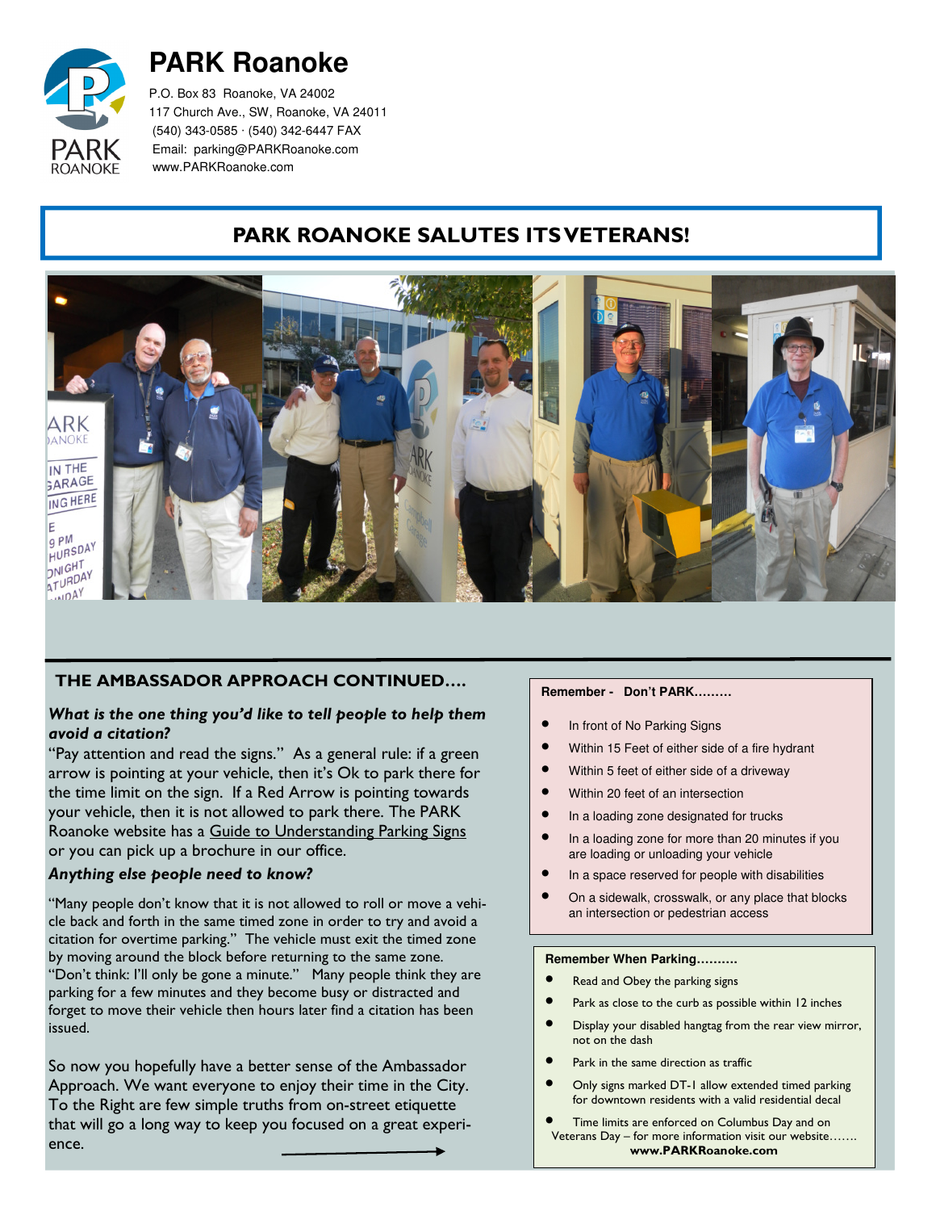# PARK Roanoke

P.O. Box 83 Roanoke, VA 24002
117 Church Ave., SW, Roanoke, VA 24011
(540) 343-0585 · (540) 342-6447 FAX
Email: parking@PARKRoanoke.com
www.PARKRoanoke.com

## PARK ROANOKE SALUTES ITS VETERANS!

## THE AMBASSADOR APPROACH CONTINUED….

***What is the one thing you'd like to tell people to help them avoid a citation?***

"Pay attention and read the signs." As a general rule: if a green arrow is pointing at your vehicle, then it's Ok to park there for the time limit on the sign. If a Red Arrow is pointing towards your vehicle, then it is not allowed to park there. The PARK Roanoke website has a Guide to Understanding Parking Signs or you can pick up a brochure in our office.

***Anything else people need to know?***

"Many people don't know that it is not allowed to roll or move a vehicle back and forth in the same timed zone in order to try and avoid a citation for overtime parking." The vehicle must exit the timed zone by moving around the block before returning to the same zone. "Don't think: I'll only be gone a minute." Many people think they are parking for a few minutes and they become busy or distracted and forget to move their vehicle then hours later find a citation has been issued.

So now you hopefully have a better sense of the Ambassador Approach. We want everyone to enjoy their time in the City. To the Right are few simple truths from on-street etiquette that will go a long way to keep you focused on a great experience.

**Remember - Don't PARK………**

- In front of No Parking Signs
- Within 15 Feet of either side of a fire hydrant
- Within 5 feet of either side of a driveway
- Within 20 feet of an intersection
- In a loading zone designated for trucks
- In a loading zone for more than 20 minutes if you are loading or unloading your vehicle
- In a space reserved for people with disabilities
- On a sidewalk, crosswalk, or any place that blocks an intersection or pedestrian access

**Remember When Parking……….**

- Read and Obey the parking signs
- Park as close to the curb as possible within 12 inches
- Display your disabled hangtag from the rear view mirror, not on the dash
- Park in the same direction as traffic
- Only signs marked DT-1 allow extended timed parking for downtown residents with a valid residential decal
- Time limits are enforced on Columbus Day and on Veterans Day – for more information visit our website……. **www.PARKRoanoke.com**